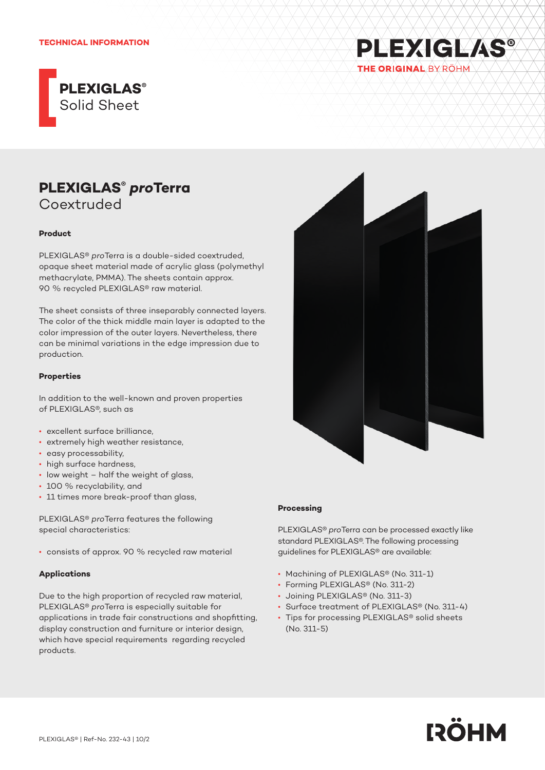TECHNICAL INFORMATION

# PLEXIGLAS® Solid Sheet

## PLEXIGLAS® *pro*Terra Coextruded

### Product

PLEXIGLAS® *pro*Terra is a double-sided coextruded, opaque sheet material made of acrylic glass (polymethyl methacrylate, PMMA). The sheets contain approx. 90 % recycled PLEXIGLAS® raw material.

The sheet consists of three inseparably connected layers. The color of the thick middle main layer is adapted to the color impression of the outer layers. Nevertheless, there can be minimal variations in the edge impression due to production.

### Properties

In addition to the well-known and proven properties of PLEXIGLAS®, such as

- excellent surface brilliance,
- extremely high weather resistance,
- easy processability,
- high surface hardness,
- low weight – half the weight of glass,
- 100 % recyclability, and
- 11 times more break-proof than glass,

PLEXIGLAS® *pro*Terra features the following special characteristics:

- consists of approx. 90 % recycled raw material

### Applications

Due to the high proportion of recycled raw material, PLEXIGLAS® *pro*Terra is especially suitable for applications in trade fair constructions and shopfitting, display construction and furniture or interior design, which have special requirements regarding recycled products.

### Processing

PLEXIGLAS® *pro*Terra can be processed exactly like standard PLEXIGLAS®. The following processing guidelines for PLEXIGLAS® are available:

- Machining of PLEXIGLAS® (No. 311-1)
- Forming PLEXIGLAS® (No. 311-2)
- Joining PLEXIGLAS® (No. 311-3)
- Surface treatment of PLEXIGLAS® (No. 311-4)
- Tips for processing PLEXIGLAS® solid sheets (No. 311-5)

PLEXIGLAS® | Ref-No. 232-43 | 10/2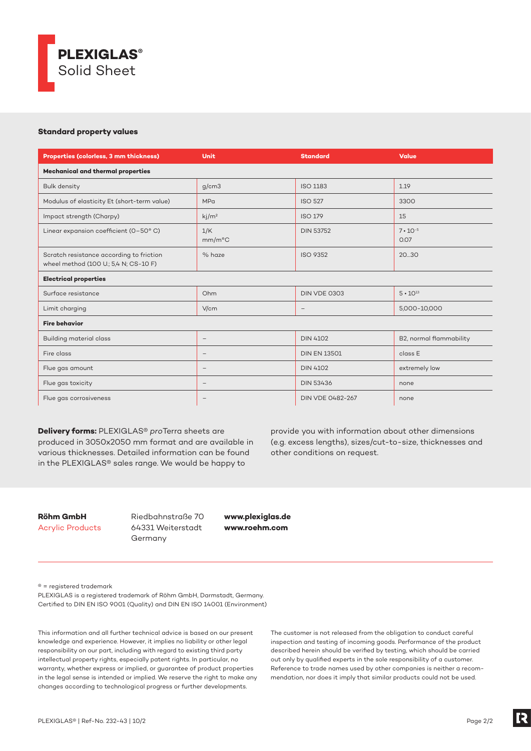# PLEXIGLAS®
Solid Sheet

## Standard property values

| Properties (colorless, 3 mm thickness) | Unit | Standard | Value |
|---|---|---|---|
| **Mechanical and thermal properties** | | | |
| Bulk density | g/cm3 | ISO 1183 | 1.19 |
| Modulus of elasticity Et (short-term value) | MPa | ISO 527 | 3300 |
| Impact strength (Charpy) | kj/m² | ISO 179 | 15 |
| Linear expansion coefficient (0–50° C) | 1/K<br>mm/m°C | DIN 53752 | $7 \cdot 10^{-5}$<br>0.07 |
| Scratch resistance according to friction wheel method (100 U.; 5,4 N; CS-10 F) | % haze | ISO 9352 | 20...30 |
| **Electrical properties** | | | |
| Surface resistance | Ohm | DIN VDE 0303 | $5 \cdot 10^{13}$ |
| Limit charging | V/cm | – | 5,000-10,000 |
| **Fire behavior** | | | |
| Building material class | – | DIN 4102 | B2, normal flammability |
| Fire class | – | DIN EN 13501 | class E |
| Flue gas amount | – | DIN 4102 | extremely low |
| Flue gas toxicity | – | DIN 53436 | none |
| Flue gas corrosiveness | – | DIN VDE 0482-267 | none |

**Delivery forms:** PLEXIGLAS® *pro*Terra sheets are produced in 3050x2050 mm format and are available in various thicknesses. Detailed information can be found in the PLEXIGLAS® sales range. We would be happy to provide you with information about other dimensions (e.g. excess lengths), sizes/cut-to-size, thicknesses and other conditions on request.

**Röhm GmbH**
Acrylic Products

Riedbahnstraße 70
64331 Weiterstadt
Germany

**www.plexiglas.de**
**www.roehm.com**

® = registered trademark
PLEXIGLAS is a registered trademark of Röhm GmbH, Darmstadt, Germany.
Certified to DIN EN ISO 9001 (Quality) and DIN EN ISO 14001 (Environment)

This information and all further technical advice is based on our present knowledge and experience. However, it implies no liability or other legal responsibility on our part, including with regard to existing third party intellectual property rights, especially patent rights. In particular, no warranty, whether express or implied, or guarantee of product properties in the legal sense is intended or implied. We reserve the right to make any changes according to technological progress or further developments. The customer is not released from the obligation to conduct careful inspection and testing of incoming goods. Performance of the product described herein should be verified by testing, which should be carried out only by qualified experts in the sole responsibility of a customer. Reference to trade names used by other companies is neither a recommendation, nor does it imply that similar products could not be used.

PLEXIGLAS® | Ref-No. 232-43 | 10/2